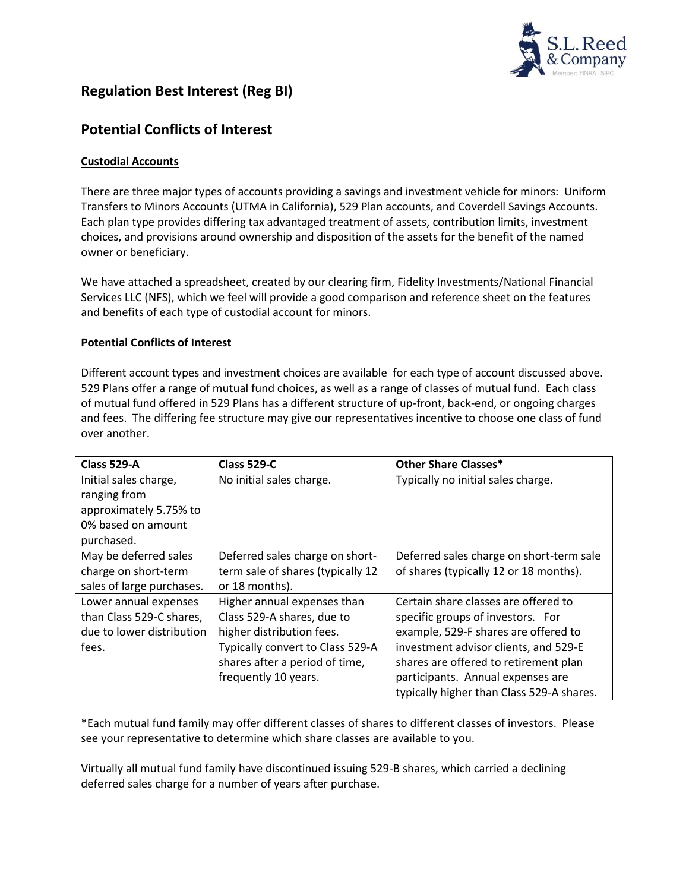## Regulation Best Interest (Reg BI)

## Potential Conflicts of Interest

### Custodial Accounts

There are three major types of accounts providing a savings and investment vehicle for minors: Uniform Transfers to Minors Accounts (UTMA in California), 529 Plan accounts, and Coverdell Savings Accounts. Each plan type provides differing tax advantaged treatment of assets, contribution limits, investment choices, and provisions around ownership and disposition of the assets for the benefit of the named owner or beneficiary.

We have attached a spreadsheet, created by our clearing firm, Fidelity Investments/National Financial Services LLC (NFS), which we feel will provide a good comparison and reference sheet on the features and benefits of each type of custodial account for minors.

**Potential Conflicts of Interest**

Different account types and investment choices are available for each type of account discussed above. 529 Plans offer a range of mutual fund choices, as well as a range of classes of mutual fund. Each class of mutual fund offered in 529 Plans has a different structure of up-front, back-end, or ongoing charges and fees. The differing fee structure may give our representatives incentive to choose one class of fund over another.

| Class 529-A | Class 529-C | Other Share Classes* |
|---|---|---|
| Initial sales charge, ranging from approximately 5.75% to 0% based on amount purchased. | No initial sales charge. | Typically no initial sales charge. |
| May be deferred sales charge on short-term sales of large purchases. | Deferred sales charge on short-term sale of shares (typically 12 or 18 months). | Deferred sales charge on short-term sale of shares (typically 12 or 18 months). |
| Lower annual expenses than Class 529-C shares, due to lower distribution fees. | Higher annual expenses than Class 529-A shares, due to higher distribution fees. Typically convert to Class 529-A shares after a period of time, frequently 10 years. | Certain share classes are offered to specific groups of investors. For example, 529-F shares are offered to investment advisor clients, and 529-E shares are offered to retirement plan participants. Annual expenses are typically higher than Class 529-A shares. |

*Each mutual fund family may offer different classes of shares to different classes of investors. Please see your representative to determine which share classes are available to you.

Virtually all mutual fund family have discontinued issuing 529-B shares, which carried a declining deferred sales charge for a number of years after purchase.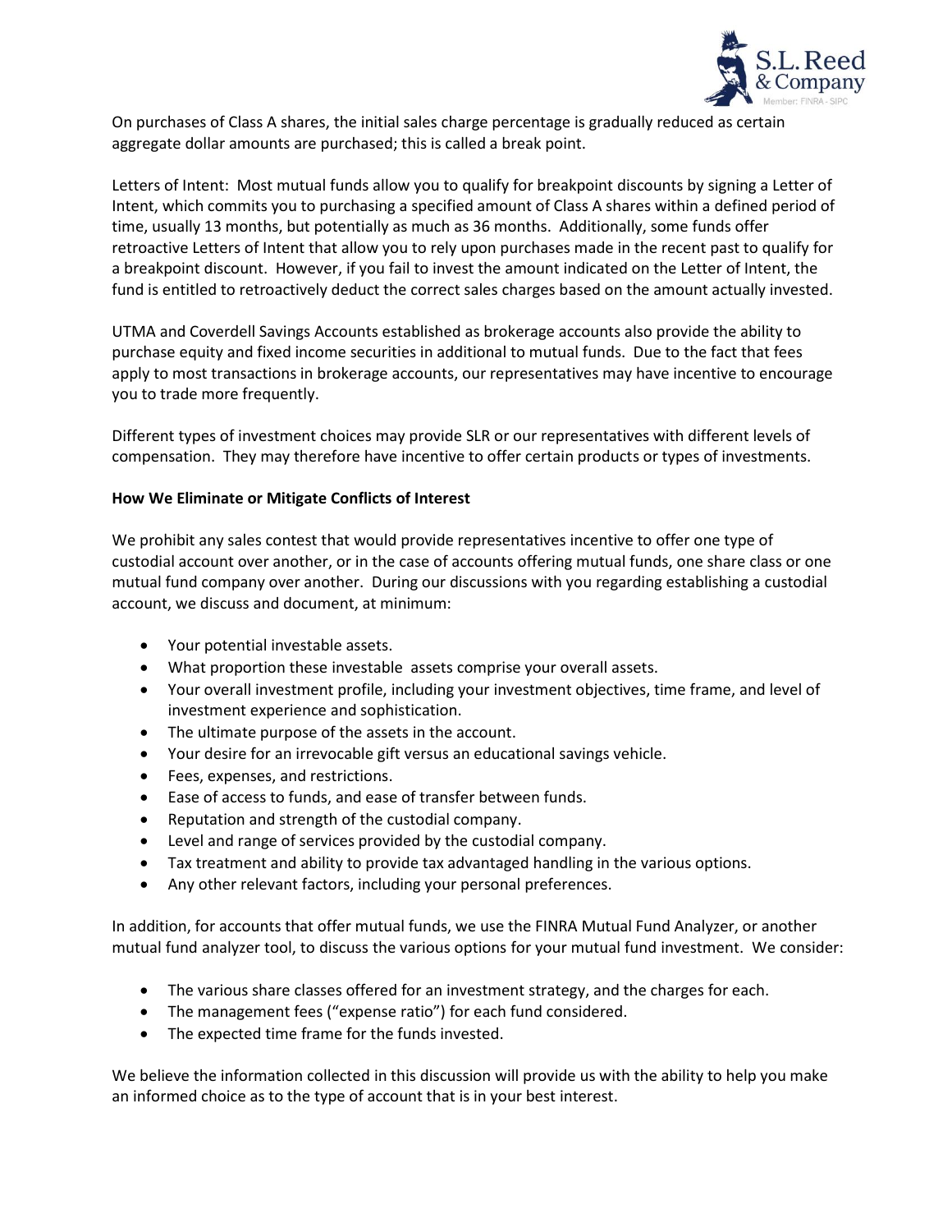On purchases of Class A shares, the initial sales charge percentage is gradually reduced as certain aggregate dollar amounts are purchased; this is called a break point.

Letters of Intent: Most mutual funds allow you to qualify for breakpoint discounts by signing a Letter of Intent, which commits you to purchasing a specified amount of Class A shares within a defined period of time, usually 13 months, but potentially as much as 36 months. Additionally, some funds offer retroactive Letters of Intent that allow you to rely upon purchases made in the recent past to qualify for a breakpoint discount. However, if you fail to invest the amount indicated on the Letter of Intent, the fund is entitled to retroactively deduct the correct sales charges based on the amount actually invested.

UTMA and Coverdell Savings Accounts established as brokerage accounts also provide the ability to purchase equity and fixed income securities in additional to mutual funds. Due to the fact that fees apply to most transactions in brokerage accounts, our representatives may have incentive to encourage you to trade more frequently.

Different types of investment choices may provide SLR or our representatives with different levels of compensation. They may therefore have incentive to offer certain products or types of investments.

**How We Eliminate or Mitigate Conflicts of Interest**

We prohibit any sales contest that would provide representatives incentive to offer one type of custodial account over another, or in the case of accounts offering mutual funds, one share class or one mutual fund company over another. During our discussions with you regarding establishing a custodial account, we discuss and document, at minimum:

- Your potential investable assets.
- What proportion these investable assets comprise your overall assets.
- Your overall investment profile, including your investment objectives, time frame, and level of investment experience and sophistication.
- The ultimate purpose of the assets in the account.
- Your desire for an irrevocable gift versus an educational savings vehicle.
- Fees, expenses, and restrictions.
- Ease of access to funds, and ease of transfer between funds.
- Reputation and strength of the custodial company.
- Level and range of services provided by the custodial company.
- Tax treatment and ability to provide tax advantaged handling in the various options.
- Any other relevant factors, including your personal preferences.

In addition, for accounts that offer mutual funds, we use the FINRA Mutual Fund Analyzer, or another mutual fund analyzer tool, to discuss the various options for your mutual fund investment. We consider:

- The various share classes offered for an investment strategy, and the charges for each.
- The management fees ("expense ratio") for each fund considered.
- The expected time frame for the funds invested.

We believe the information collected in this discussion will provide us with the ability to help you make an informed choice as to the type of account that is in your best interest.